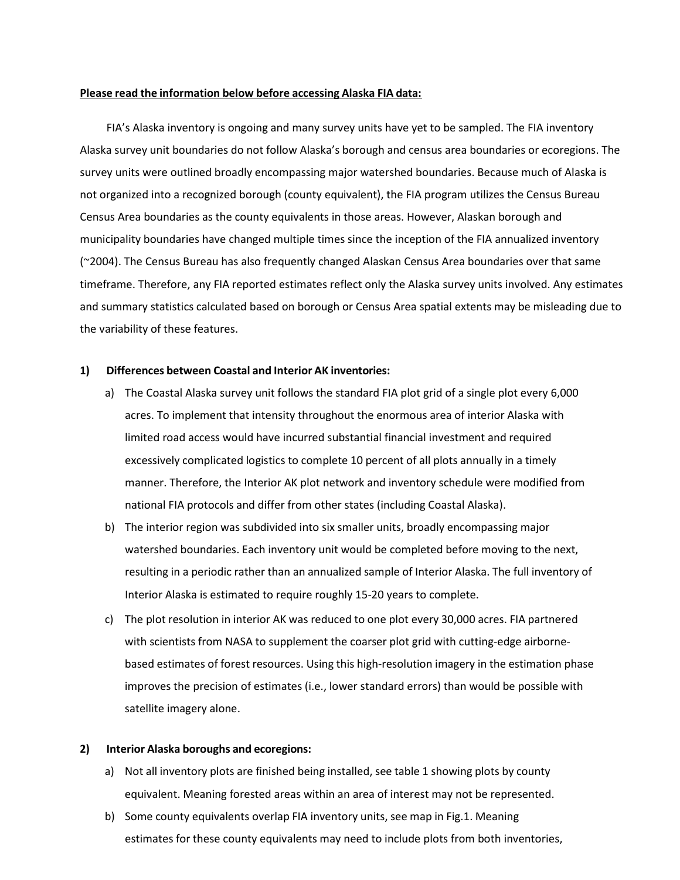**Please read the information below before accessing Alaska FIA data:**

FIA's Alaska inventory is ongoing and many survey units have yet to be sampled. The FIA inventory Alaska survey unit boundaries do not follow Alaska's borough and census area boundaries or ecoregions. The survey units were outlined broadly encompassing major watershed boundaries. Because much of Alaska is not organized into a recognized borough (county equivalent), the FIA program utilizes the Census Bureau Census Area boundaries as the county equivalents in those areas. However, Alaskan borough and municipality boundaries have changed multiple times since the inception of the FIA annualized inventory (~2004). The Census Bureau has also frequently changed Alaskan Census Area boundaries over that same timeframe. Therefore, any FIA reported estimates reflect only the Alaska survey units involved. Any estimates and summary statistics calculated based on borough or Census Area spatial extents may be misleading due to the variability of these features.

1) **Differences between Coastal and Interior AK inventories:**
   a) The Coastal Alaska survey unit follows the standard FIA plot grid of a single plot every 6,000 acres. To implement that intensity throughout the enormous area of interior Alaska with limited road access would have incurred substantial financial investment and required excessively complicated logistics to complete 10 percent of all plots annually in a timely manner. Therefore, the Interior AK plot network and inventory schedule were modified from national FIA protocols and differ from other states (including Coastal Alaska).
   b) The interior region was subdivided into six smaller units, broadly encompassing major watershed boundaries. Each inventory unit would be completed before moving to the next, resulting in a periodic rather than an annualized sample of Interior Alaska. The full inventory of Interior Alaska is estimated to require roughly 15-20 years to complete.
   c) The plot resolution in interior AK was reduced to one plot every 30,000 acres. FIA partnered with scientists from NASA to supplement the coarser plot grid with cutting-edge airborne-based estimates of forest resources. Using this high-resolution imagery in the estimation phase improves the precision of estimates (i.e., lower standard errors) than would be possible with satellite imagery alone.

2) **Interior Alaska boroughs and ecoregions:**
   a) Not all inventory plots are finished being installed, see table 1 showing plots by county equivalent. Meaning forested areas within an area of interest may not be represented.
   b) Some county equivalents overlap FIA inventory units, see map in Fig.1. Meaning estimates for these county equivalents may need to include plots from both inventories,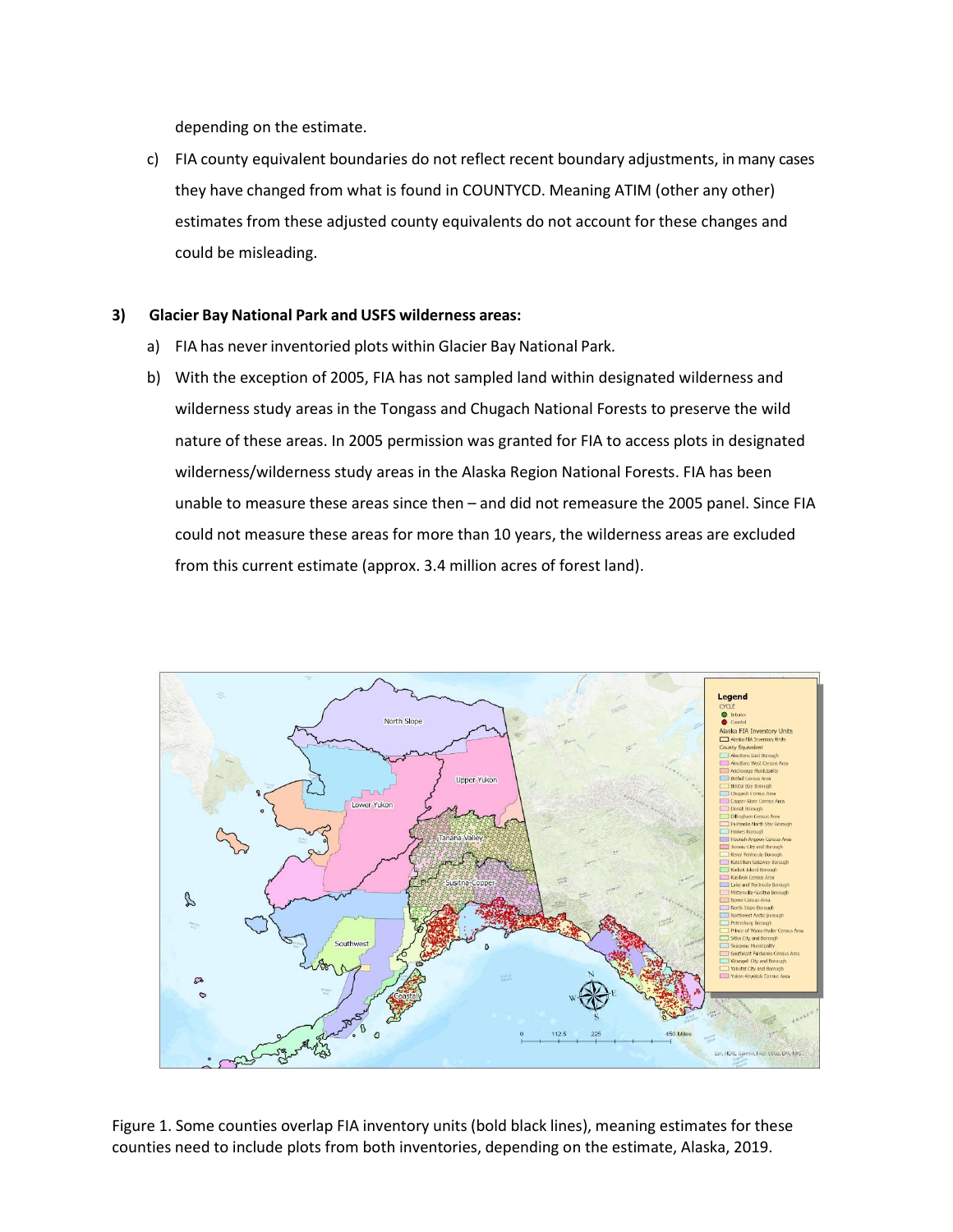depending on the estimate.

c) FIA county equivalent boundaries do not reflect recent boundary adjustments, in many cases they have changed from what is found in COUNTYCD. Meaning ATIM (other any other) estimates from these adjusted county equivalents do not account for these changes and could be misleading.

**3) Glacier Bay National Park and USFS wilderness areas:**

a) FIA has never inventoried plots within Glacier Bay National Park.

b) With the exception of 2005, FIA has not sampled land within designated wilderness and wilderness study areas in the Tongass and Chugach National Forests to preserve the wild nature of these areas. In 2005 permission was granted for FIA to access plots in designated wilderness/wilderness study areas in the Alaska Region National Forests. FIA has been unable to measure these areas since then – and did not remeasure the 2005 panel. Since FIA could not measure these areas for more than 10 years, the wilderness areas are excluded from this current estimate (approx. 3.4 million acres of forest land).

North Slope
Upper Yukon
Lower Yukon
Tanana Valley
Susitna-Copper
Southwest
Coastal

Legend
CYCLE
Interior
Coastal
Alaska FIA Inventory Units
Alaska FIA Inventory Units
County Equivalent
Aleutians East Borough
Aleutians West Census Area
Anchorage Municipality
Bethel Census Area
Bristol Bay Borough
Chugach Census Area
Copper River Census Area
Denali Borough
Dillingham Census Area
Fairbanks North Star Borough
Haines Borough
Hoonah-Angoon Census Area
Juneau City and Borough
Kenai Peninsula Borough
Ketchikan Gateway Borough
Kodiak Island Borough
Kusilvak Census Area
Lake and Peninsula Borough
Matanuska-Susitna Borough
Nome Census Area
North Slope Borough
Northwest Arctic Borough
Petersburg Borough
Prince of Wales-Hyder Census Area
Sitka City and Borough
Skagway Municipality
Southeast Fairbanks Census Area
Wrangell City and Borough
Yakutat City and Borough
Yukon-Koyukuk Census Area

0 112.5 225 450 Miles

Figure 1. Some counties overlap FIA inventory units (bold black lines), meaning estimates for these counties need to include plots from both inventories, depending on the estimate, Alaska, 2019.